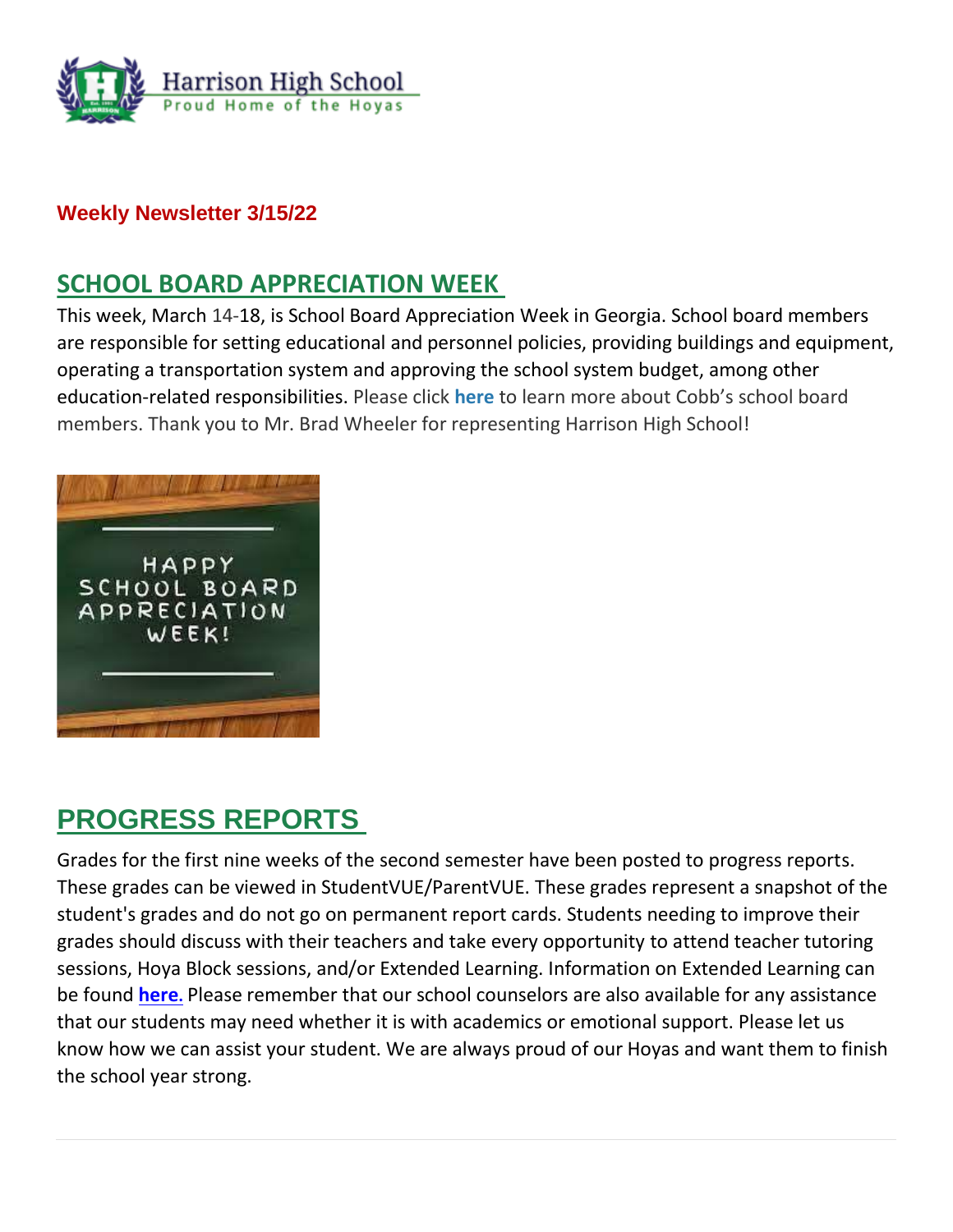Harrison High School
Proud Home of the Hoyas

**Weekly Newsletter 3/15/22**

## SCHOOL BOARD APPRECIATION WEEK

This week, March 14-18, is School Board Appreciation Week in Georgia. School board members are responsible for setting educational and personnel policies, providing buildings and equipment, operating a transportation system and approving the school system budget, among other education-related responsibilities. Please click **here** to learn more about Cobb's school board members. Thank you to Mr. Brad Wheeler for representing Harrison High School!

## PROGRESS REPORTS

Grades for the first nine weeks of the second semester have been posted to progress reports. These grades can be viewed in StudentVUE/ParentVUE. These grades represent a snapshot of the student's grades and do not go on permanent report cards. Students needing to improve their grades should discuss with their teachers and take every opportunity to attend teacher tutoring sessions, Hoya Block sessions, and/or Extended Learning. Information on Extended Learning can be found **here.** Please remember that our school counselors are also available for any assistance that our students may need whether it is with academics or emotional support. Please let us know how we can assist your student. We are always proud of our Hoyas and want them to finish the school year strong.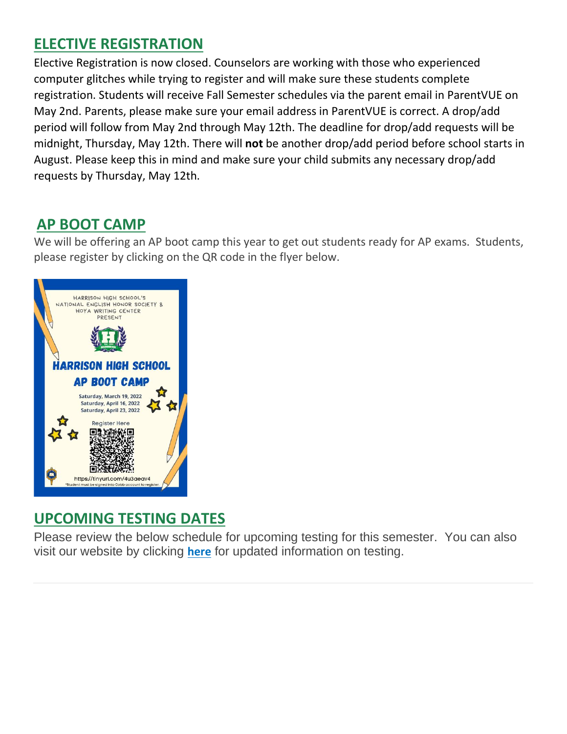## ELECTIVE REGISTRATION

Elective Registration is now closed. Counselors are working with those who experienced computer glitches while trying to register and will make sure these students complete registration. Students will receive Fall Semester schedules via the parent email in ParentVUE on May 2nd. Parents, please make sure your email address in ParentVUE is correct. A drop/add period will follow from May 2nd through May 12th. The deadline for drop/add requests will be midnight, Thursday, May 12th. There will **not** be another drop/add period before school starts in August. Please keep this in mind and make sure your child submits any necessary drop/add requests by Thursday, May 12th.

## AP BOOT CAMP

We will be offering an AP boot camp this year to get out students ready for AP exams. Students, please register by clicking on the QR code in the flyer below.

HARRISON HIGH SCHOOL'S NATIONAL ENGLISH HONOR SOCIETY & HOYA WRITING CENTER PRESENT

HARRISON HIGH SCHOOL AP BOOT CAMP

Saturday, March 19, 2022
Saturday, April 16, 2022
Saturday, April 23, 2022

Register Here

https://tinyurl.com/4u3aeav4

*Student must be signed into Cobb account to register.

## UPCOMING TESTING DATES

Please review the below schedule for upcoming testing for this semester. You can also visit our website by clicking **here** for updated information on testing.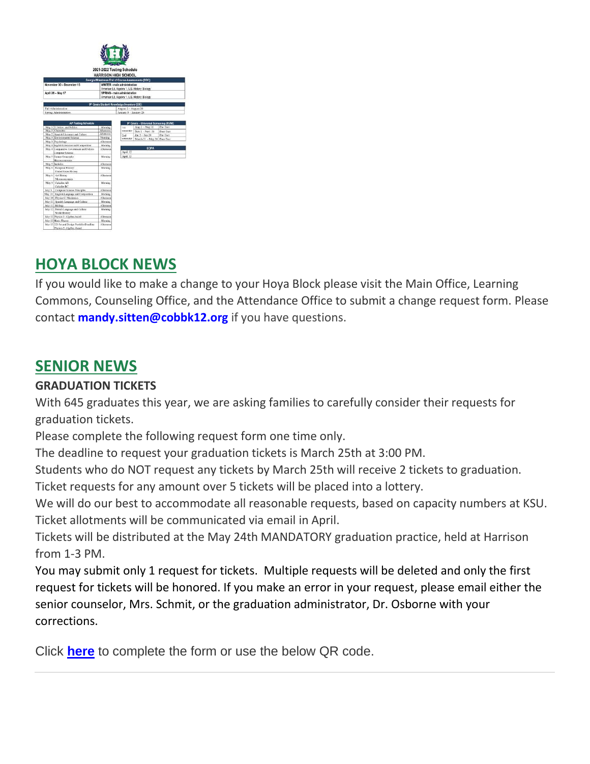2021-2022 Testing Schedule
HARRISON HIGH SCHOOL

| Georgia Milestones End of Course Assessments (EOC) | |
|---|---|
| November 30 – December 15 | WINTER - main administration: American Lit, Algebra 1, U.S. History, Biology |
| April 26 – May 17 | SPRING - main administration: American Lit, Algebra 1, U.S. History, Biology |

| 9th Grade Student Knowledge Inventory (SKI) | |
|---|---|
| Fall Administration | August 2 – August 20 |
| Spring Administration | January 5 – January 28 |

| AP Testing Schedule | | |
|---|---|---|
| May 2 | US Gov. and Politics | Morning |
| May 2 | Chemistry | Afternoon |
| May 2 | Spanish Literature and Culture | Afternoon |
| May 3 | Environmental Science | Morning |
| May 3 | Psychology | Afternoon |
| May 4 | English Literature and Composition | Morning |
| May 4 | Comparative Government and Politics<br>Computer Science | Afternoon |
| May 5 | Human Geography<br>Macroeconomics | Morning |
| May 5 | Statistics | Afternoon |
| May 6 | European History<br>United States History | Morning |
| May 6 | Art History<br>Microeconomics | Afternoon |
| May 9 | Calculus AB<br>Calculus BC | Morning |
| May 9 | Computer Science Principles | Afternoon |
| May 10 | English Language and Composition | Morning |
| May 10 | Physics C: Mechanics | Afternoon |
| May 11 | Spanish Language and Culture | Morning |
| May 11 | Biology | Afternoon |
| May 12 | French Language and Culture<br>World History | Morning |
| May 12 | Physics 1: Algebra-based | Afternoon |
| May 13 | Music Theory | Morning |
| May 13 | 2D Art and Design Portfolio Deadline<br>Physics 2: Algebra-based | Afternoon |

| 9th Grade – Universal Screening (RI/MI) | | |
|---|---|---|
| 1st semester | Aug 2 – Aug 31 | Pre-Test |
| | Nov 1 – Nov 19 | Post-Test |
| 2nd semester | Jan 5 – Jan 28 | Pre-Test |
| | March 21 – May 20 | Post-Test |

| EOPA |
|---|
| April 12 |
| April 13 |

## HOYA BLOCK NEWS

If you would like to make a change to your Hoya Block please visit the Main Office, Learning Commons, Counseling Office, and the Attendance Office to submit a change request form. Please contact **mandy.sitten@cobbk12.org** if you have questions.

## SENIOR NEWS

**GRADUATION TICKETS**

With 645 graduates this year, we are asking families to carefully consider their requests for graduation tickets.

Please complete the following request form one time only.

The deadline to request your graduation tickets is March 25th at 3:00 PM.

Students who do NOT request any tickets by March 25th will receive 2 tickets to graduation.

Ticket requests for any amount over 5 tickets will be placed into a lottery.

We will do our best to accommodate all reasonable requests, based on capacity numbers at KSU.

Ticket allotments will be communicated via email in April.

Tickets will be distributed at the May 24th MANDATORY graduation practice, held at Harrison from 1-3 PM.

You may submit only 1 request for tickets. Multiple requests will be deleted and only the first request for tickets will be honored. If you make an error in your request, please email either the senior counselor, Mrs. Schmit, or the graduation administrator, Dr. Osborne with your corrections.

Click **here** to complete the form or use the below QR code.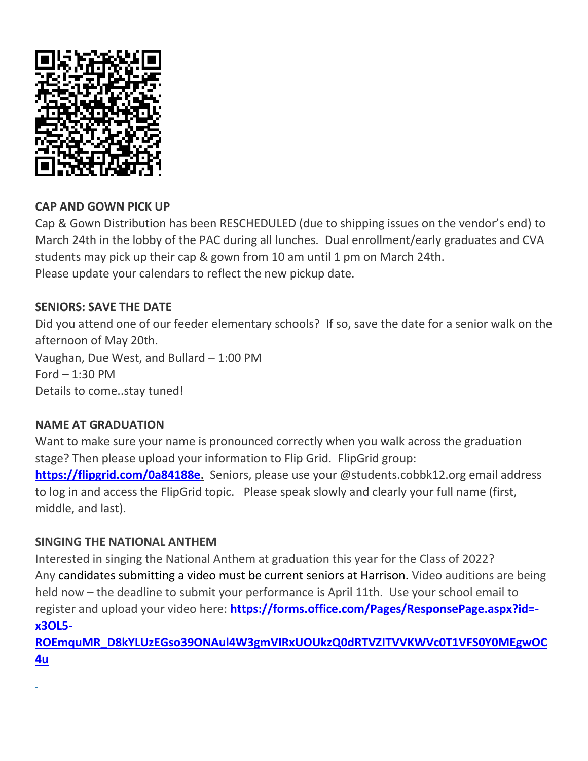**CAP AND GOWN PICK UP**

Cap & Gown Distribution has been RESCHEDULED (due to shipping issues on the vendor's end) to March 24th in the lobby of the PAC during all lunches. Dual enrollment/early graduates and CVA students may pick up their cap & gown from 10 am until 1 pm on March 24th.
Please update your calendars to reflect the new pickup date.

**SENIORS: SAVE THE DATE**

Did you attend one of our feeder elementary schools? If so, save the date for a senior walk on the afternoon of May 20th.
Vaughan, Due West, and Bullard – 1:00 PM
Ford – 1:30 PM
Details to come..stay tuned!

**NAME AT GRADUATION**

Want to make sure your name is pronounced correctly when you walk across the graduation stage? Then please upload your information to Flip Grid. FlipGrid group: **https://flipgrid.com/0a84188e.** Seniors, please use your @students.cobbk12.org email address to log in and access the FlipGrid topic. Please speak slowly and clearly your full name (first, middle, and last).

**SINGING THE NATIONAL ANTHEM**

Interested in singing the National Anthem at graduation this year for the Class of 2022? Any candidates submitting a video must be current seniors at Harrison. Video auditions are being held now – the deadline to submit your performance is April 11th. Use your school email to register and upload your video here: **https://forms.office.com/Pages/ResponsePage.aspx?id=-x3OL5-ROEmquMR_D8kYLUzEGso39ONAul4W3gmVIRxUOUkzQ0dRTVZITVVKWVc0T1VFS0Y0MEgwOC4u**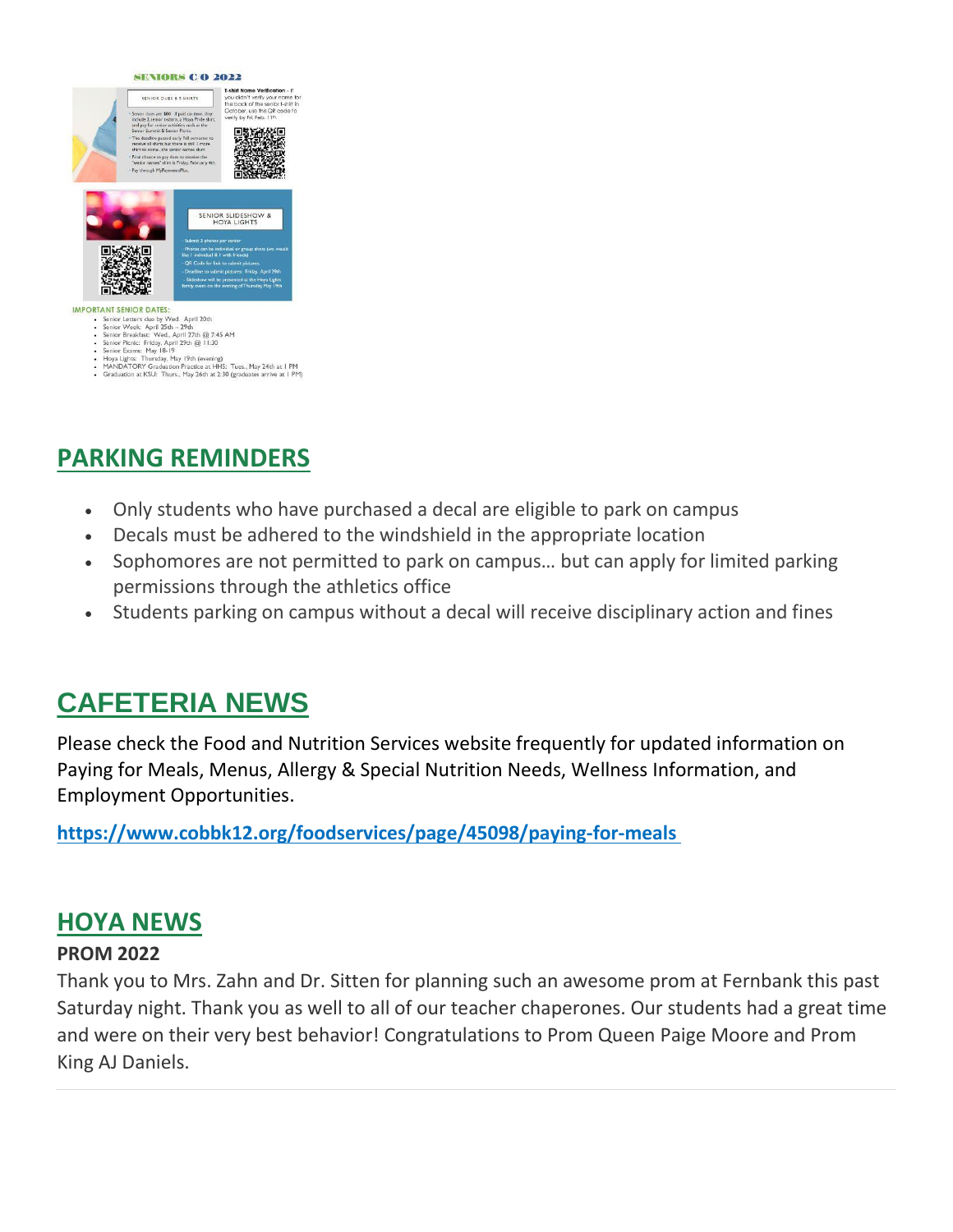**SENIORS C/O 2022**

**SENIOR DUES & T-SHIRTS**

- Senior dues are $80. If paid on time, they include 2 senior t-shirts, a Hoya Pride shirt, and pay for senior activities such as the Senior Summit & Senior Picnic.
- The deadline passed early fall semester to receive all shirts but there is still 1 more shirt to come...the senior names shirt.
- Final chance to pay dues to receive the "senior names" shirt is Friday, February 4th.
- Pay through MyPaymentsPlus.

**T-shirt Name Verification** – If you didn't verify your name for the back of the senior t-shirt in October, use this QR code to verify by Fri, Feb. 11th.

**SENIOR SLIDESHOW & HOYA LIGHTS**

- Submit 3 photos per senior
- Photos can be individual or group shots (we would like 1 individual & 2 with friends)
- QR Code for link to submit pictures.
- Deadline to submit pictures: Friday, April 29th
- Slideshow will be presented at the Hoya Lights family event on the evening of Thursday, May 19th

**IMPORTANT SENIOR DATES:**

- Senior Letters due by Wed: April 20th
- Senior Week: April 25th – 29th
- Senior Breakfast: Wed., April 27th @ 7:45 AM
- Senior Picnic: Friday, April 29th @ 11:30
- Senior Exams: May 18-19
- Hoya Lights: Thursday, May 19th (evening)
- MANDATORY Graduation Practice at HHS: Tues., May 24th at 1 PM
- Graduation at KSU: Thurs., May 26th at 2:30 (graduates arrive at 1 PM)

## PARKING REMINDERS

- Only students who have purchased a decal are eligible to park on campus
- Decals must be adhered to the windshield in the appropriate location
- Sophomores are not permitted to park on campus… but can apply for limited parking permissions through the athletics office
- Students parking on campus without a decal will receive disciplinary action and fines

## CAFETERIA NEWS

Please check the Food and Nutrition Services website frequently for updated information on Paying for Meals, Menus, Allergy & Special Nutrition Needs, Wellness Information, and Employment Opportunities.

**https://www.cobbk12.org/foodservices/page/45098/paying-for-meals**

## HOYA NEWS

**PROM 2022**

Thank you to Mrs. Zahn and Dr. Sitten for planning such an awesome prom at Fernbank this past Saturday night. Thank you as well to all of our teacher chaperones. Our students had a great time and were on their very best behavior! Congratulations to Prom Queen Paige Moore and Prom King AJ Daniels.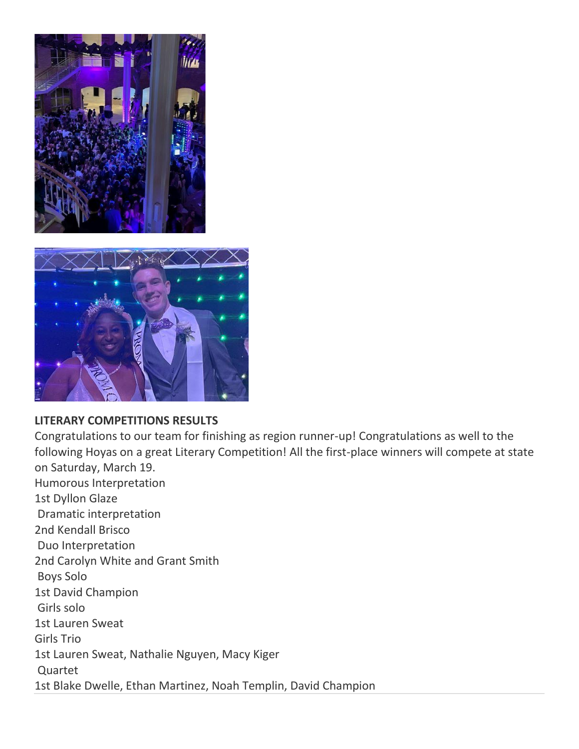**LITERARY COMPETITIONS RESULTS**

Congratulations to our team for finishing as region runner-up! Congratulations as well to the following Hoyas on a great Literary Competition! All the first-place winners will compete at state on Saturday, March 19.

Humorous Interpretation
1st Dyllon Glaze

Dramatic interpretation
2nd Kendall Brisco

Duo Interpretation
2nd Carolyn White and Grant Smith

Boys Solo
1st David Champion

Girls solo
1st Lauren Sweat

Girls Trio
1st Lauren Sweat, Nathalie Nguyen, Macy Kiger

Quartet
1st Blake Dwelle, Ethan Martinez, Noah Templin, David Champion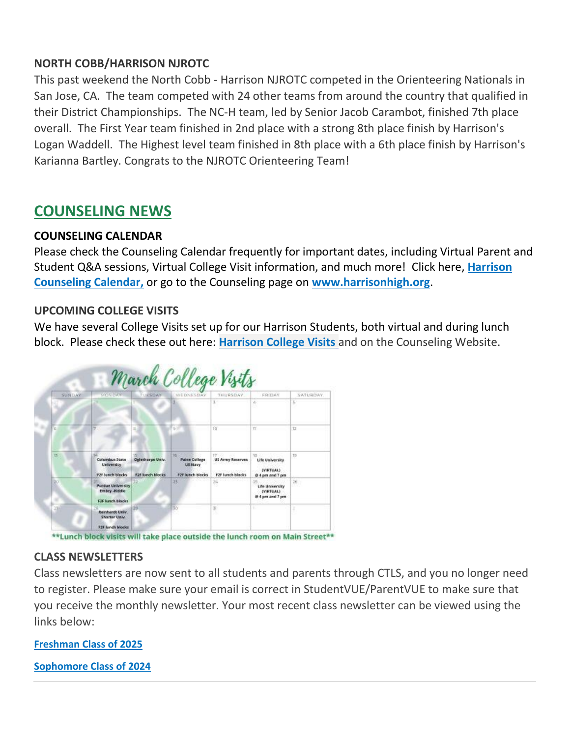**NORTH COBB/HARRISON NJROTC**

This past weekend the North Cobb - Harrison NJROTC competed in the Orienteering Nationals in San Jose, CA. The team competed with 24 other teams from around the country that qualified in their District Championships. The NC-H team, led by Senior Jacob Carambot, finished 7th place overall. The First Year team finished in 2nd place with a strong 8th place finish by Harrison's Logan Waddell. The Highest level team finished in 8th place with a 6th place finish by Harrison's Karianna Bartley. Congrats to the NJROTC Orienteering Team!

## COUNSELING NEWS

**COUNSELING CALENDAR**

Please check the Counseling Calendar frequently for important dates, including Virtual Parent and Student Q&A sessions, Virtual College Visit information, and much more! Click here, **Harrison Counseling Calendar,** or go to the Counseling page on **www.harrisonhigh.org**.

**UPCOMING COLLEGE VISITS**

We have several College Visits set up for our Harrison Students, both virtual and during lunch block. Please check these out here: **Harrison College Visits** and on the Counseling Website.

March College Visits

| SUNDAY | MONDAY | TUESDAY | WEDNESDAY | THURSDAY | FRIDAY | SATURDAY |
|---|---|---|---|---|---|---|
| 27 | 28 | 1 | 2 | 3 | 4 | 5 |
| 6 | 7 | 8 | 9 | 10 | 11 | 12 |
| 13 | 14 Columbus State University F2F lunch blocks | 15 Oglethorpe Univ. F2F lunch blocks | 16 Paine College US Navy F2F lunch blocks | 17 US Army Reserves F2F lunch blocks | 18 Life University (VIRTUAL) @ 4 pm and 7 pm | 19 |
| 20 | 21 Purdue University Embry-Riddle F2F lunch blocks | 22 | 23 | 24 | 25 Life University (VIRTUAL) @ 4 pm and 7 pm | 26 |
| 27 | 28 Reinhardt Univ. Shorter Univ. F2F lunch blocks | 29 | 30 | 31 | 1 | 2 |

\*\*Lunch block visits will take place outside the lunch room on Main Street\*\*

**CLASS NEWSLETTERS**

Class newsletters are now sent to all students and parents through CTLS, and you no longer need to register. Please make sure your email is correct in StudentVUE/ParentVUE to make sure that you receive the monthly newsletter. Your most recent class newsletter can be viewed using the links below:

**Freshman Class of 2025**

**Sophomore Class of 2024**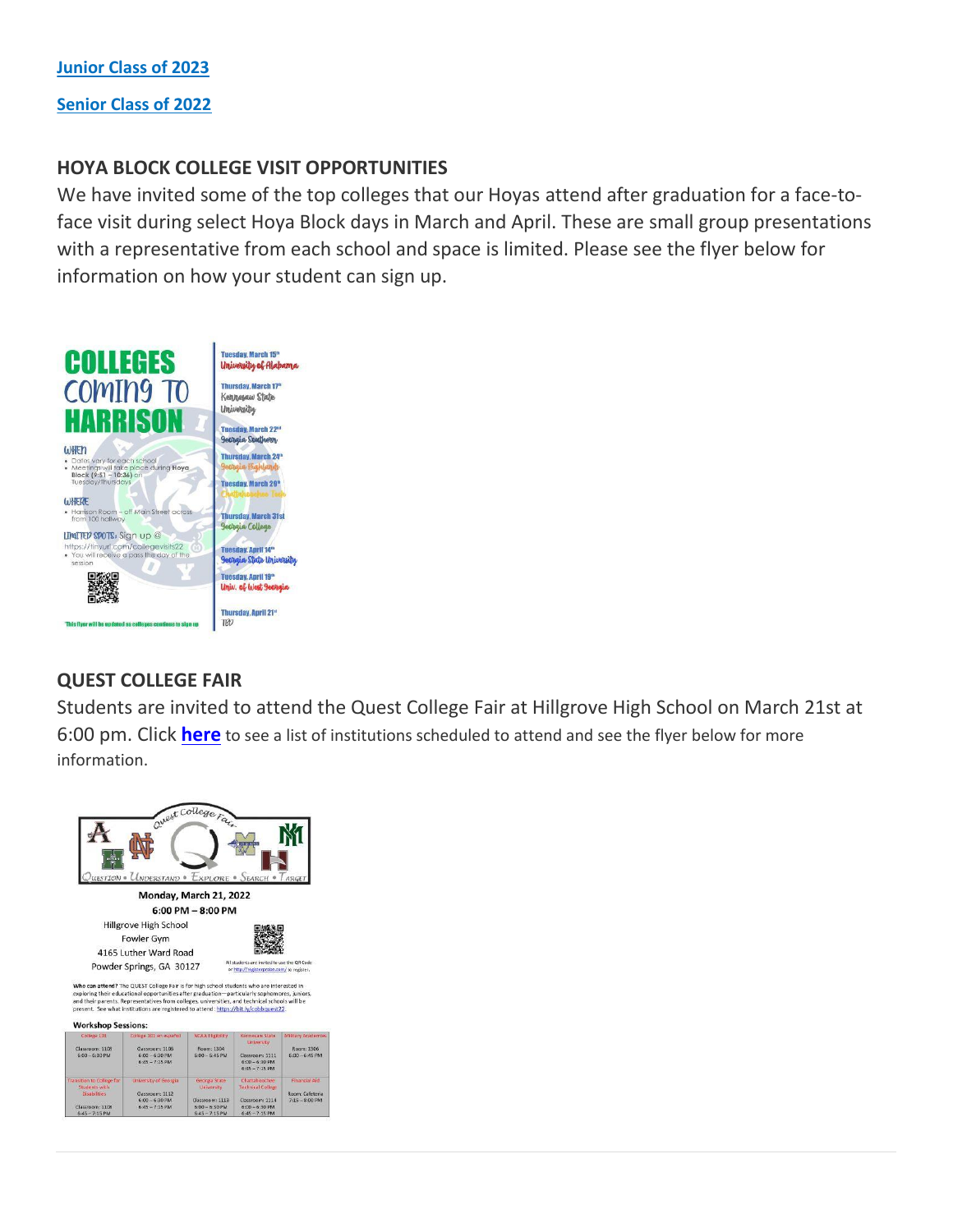[Junior Class of 2023](#)

[Senior Class of 2022](#)

## HOYA BLOCK COLLEGE VISIT OPPORTUNITIES

We have invited some of the top colleges that our Hoyas attend after graduation for a face-to-face visit during select Hoya Block days in March and April. These are small group presentations with a representative from each school and space is limited. Please see the flyer below for information on how your student can sign up.

# COLLEGES COMING TO HARRISON

**WHEN**

- Dates vary for each school
- Meetings will take place during **Hoya Block** (9:51 – 10:36) on Tuesday/Thursdays

**WHERE**

- Harrison Room – off Main Street across from 100 hallway

**LIMITED SPOTS:** Sign up @ https://tinyurl.com/collegevisits22

- You will receive a pass the day of the session

*This flyer will be updated as colleges continue to sign up*

- **Tuesday, March 15th** – University of Alabama
- **Thursday, March 17th** – Kennesaw State University
- **Tuesday, March 22nd** – Georgia Southern
- **Thursday, March 24th** – Georgia Highlands
- **Tuesday, March 29th** – Chattahoochee Tech
- **Thursday, March 31st** – Georgia College
- **Tuesday, April 14th** – Georgia State University
- **Tuesday, April 19th** – Univ. of West Georgia
- **Thursday, April 21st** – TBD

## QUEST COLLEGE FAIR

Students are invited to attend the Quest College Fair at Hillgrove High School on March 21st at 6:00 pm. Click [**here**](#) to see a list of institutions scheduled to attend and see the flyer below for more information.

**Quest College Fair**

Question • Understand • Explore • Search • Target

**Monday, March 21, 2022**
**6:00 PM – 8:00 PM**

Hillgrove High School
Fowler Gym
4165 Luther Ward Road
Powder Springs, GA 30127

All students are invited to use the QR Code or http://registerprobe.com/ to register.

**Who can attend?** The QUEST College Fair is for high school students who are interested in exploring their educational opportunities after graduation—particularly sophomores, juniors, and their parents. Representatives from colleges, universities, and technical schools will be present. See what institutions are registered to attend: https://bit.ly/cobbquest22

**Workshop Sessions:**

| College 101 | College 101 en español | NCAA Eligibility | Kennesaw State University | Military Academies |
|---|---|---|---|---|
| Classroom: 1108<br>6:00 – 6:30 PM | Classroom: 1106<br>6:00 – 6:30 PM<br>6:45 – 7:15 PM | Room: 1304<br>6:00 – 6:45 PM | Classroom: 1111<br>6:00 – 6:30 PM<br>6:45 – 7:15 PM | Room: 1306<br>6:00 – 6:45 PM |
| **Transition to College for Students with Disabilities** | **University of Georgia** | **Georgia State University** | **Chattahoochee Technical College** | **Financial Aid** |
| Classroom: 1109<br>6:45 – 7:15 PM | Classroom: 1112<br>6:00 – 6:30 PM<br>6:45 – 7:15 PM | Classroom: 1113<br>6:00 – 6:30 PM<br>6:45 – 7:15 PM | Classroom: 2114<br>6:00 – 6:30 PM<br>6:45 – 7:15 PM | Room: Cafeteria<br>7:15 – 8:00 PM |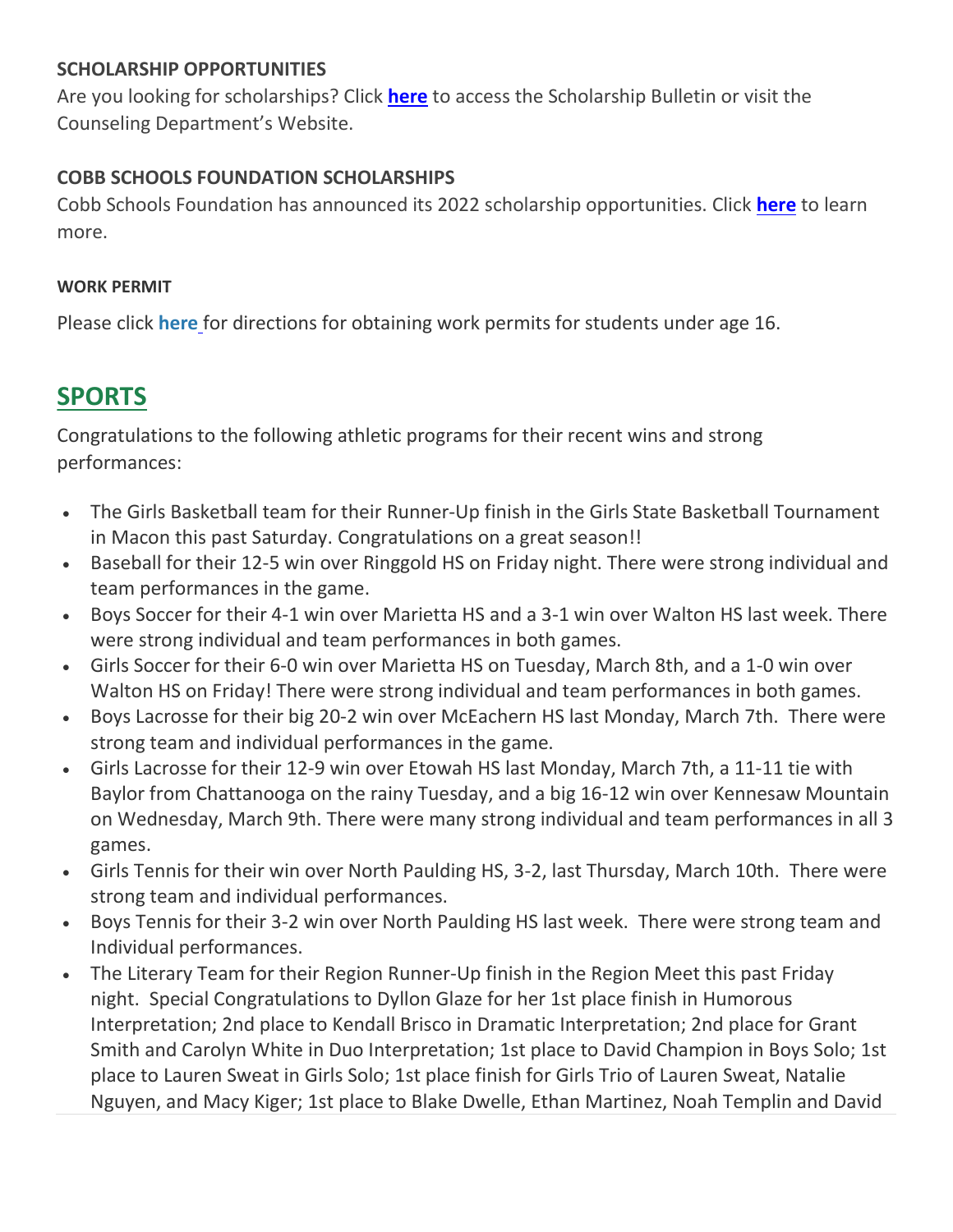**SCHOLARSHIP OPPORTUNITIES**

Are you looking for scholarships? Click **here** to access the Scholarship Bulletin or visit the Counseling Department's Website.

**COBB SCHOOLS FOUNDATION SCHOLARSHIPS**

Cobb Schools Foundation has announced its 2022 scholarship opportunities. Click **here** to learn more.

**WORK PERMIT**

Please click **here** for directions for obtaining work permits for students under age 16.

## SPORTS

Congratulations to the following athletic programs for their recent wins and strong performances:

- The Girls Basketball team for their Runner-Up finish in the Girls State Basketball Tournament in Macon this past Saturday. Congratulations on a great season!!
- Baseball for their 12-5 win over Ringgold HS on Friday night. There were strong individual and team performances in the game.
- Boys Soccer for their 4-1 win over Marietta HS and a 3-1 win over Walton HS last week. There were strong individual and team performances in both games.
- Girls Soccer for their 6-0 win over Marietta HS on Tuesday, March 8th, and a 1-0 win over Walton HS on Friday! There were strong individual and team performances in both games.
- Boys Lacrosse for their big 20-2 win over McEachern HS last Monday, March 7th. There were strong team and individual performances in the game.
- Girls Lacrosse for their 12-9 win over Etowah HS last Monday, March 7th, a 11-11 tie with Baylor from Chattanooga on the rainy Tuesday, and a big 16-12 win over Kennesaw Mountain on Wednesday, March 9th. There were many strong individual and team performances in all 3 games.
- Girls Tennis for their win over North Paulding HS, 3-2, last Thursday, March 10th. There were strong team and individual performances.
- Boys Tennis for their 3-2 win over North Paulding HS last week. There were strong team and Individual performances.
- The Literary Team for their Region Runner-Up finish in the Region Meet this past Friday night. Special Congratulations to Dyllon Glaze for her 1st place finish in Humorous Interpretation; 2nd place to Kendall Brisco in Dramatic Interpretation; 2nd place for Grant Smith and Carolyn White in Duo Interpretation; 1st place to David Champion in Boys Solo; 1st place to Lauren Sweat in Girls Solo; 1st place finish for Girls Trio of Lauren Sweat, Natalie Nguyen, and Macy Kiger; 1st place to Blake Dwelle, Ethan Martinez, Noah Templin and David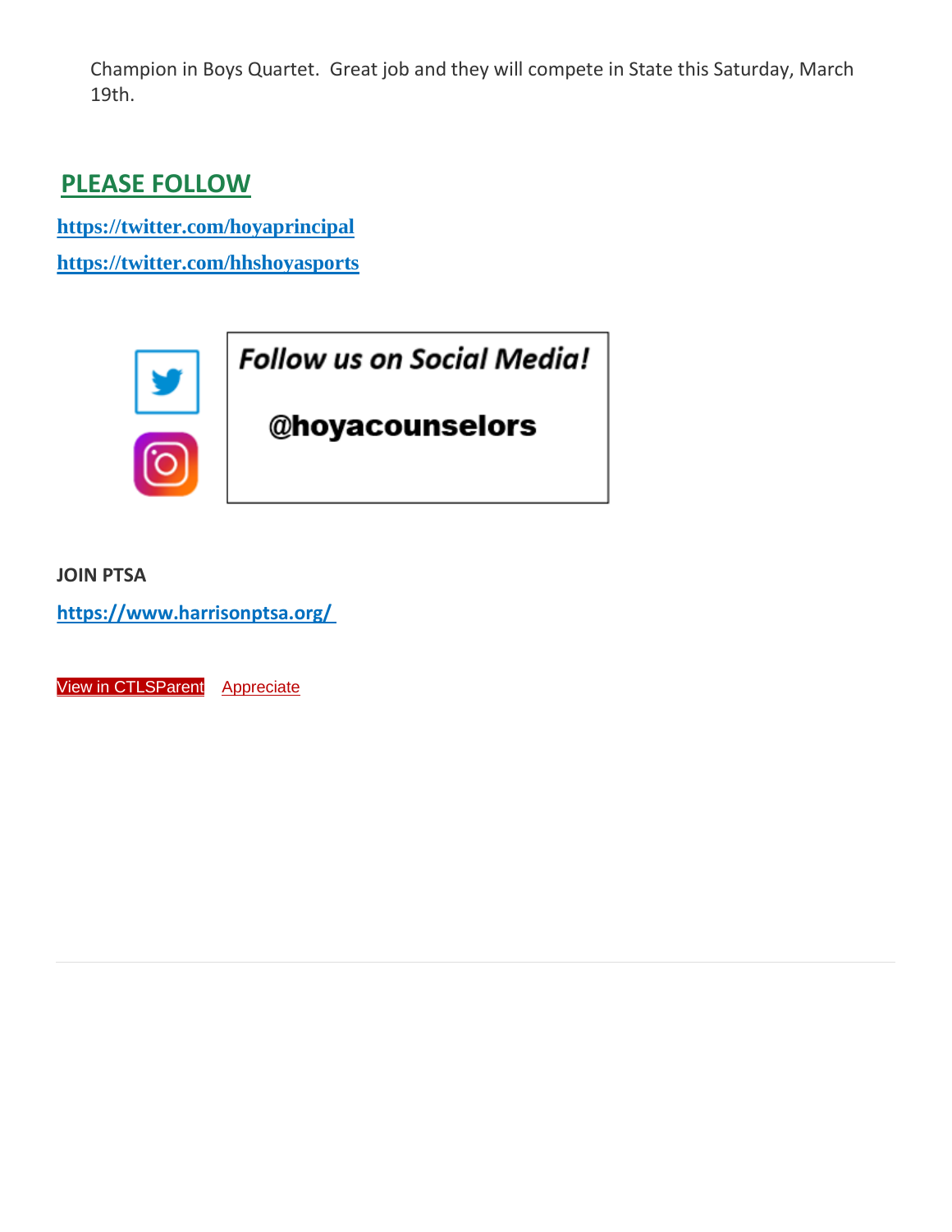Champion in Boys Quartet. Great job and they will compete in State this Saturday, March 19th.

## PLEASE FOLLOW

**https://twitter.com/hoyaprincipal**

**https://twitter.com/hhshoyasports**

***Follow us on Social Media!***

**@hoyacounselors**

**JOIN PTSA**

**https://www.harrisonptsa.org/**

View in CTLSParent Appreciate